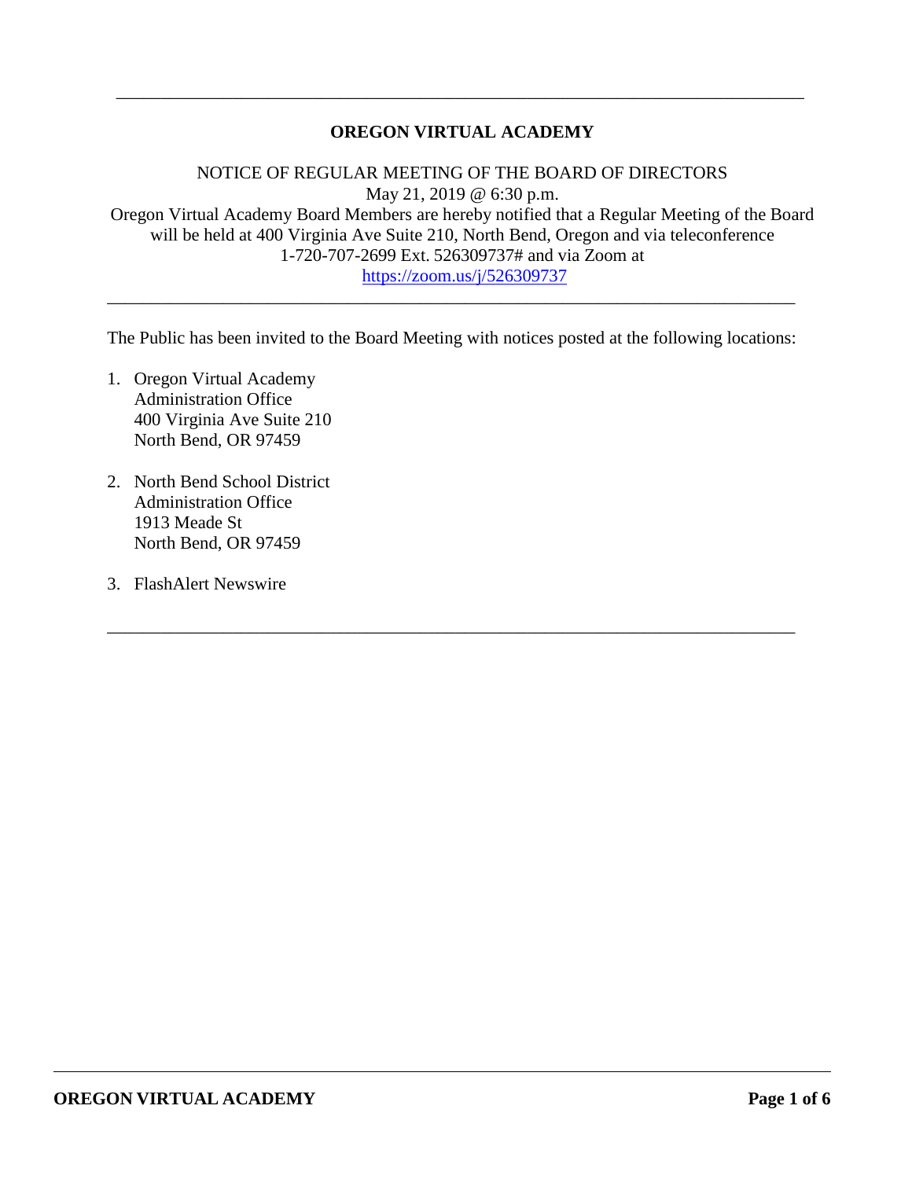---

# OREGON VIRTUAL ACADEMY

NOTICE OF REGULAR MEETING OF THE BOARD OF DIRECTORS
May 21, 2019 @ 6:30 p.m.
Oregon Virtual Academy Board Members are hereby notified that a Regular Meeting of the Board will be held at 400 Virginia Ave Suite 210, North Bend, Oregon and via teleconference 1-720-707-2699 Ext. 526309737# and via Zoom at [https://zoom.us/j/526309737](https://zoom.us/j/526309737)

---

The Public has been invited to the Board Meeting with notices posted at the following locations:

1. Oregon Virtual Academy
   Administration Office
   400 Virginia Ave Suite 210
   North Bend, OR 97459

2. North Bend School District
   Administration Office
   1913 Meade St
   North Bend, OR 97459

3. FlashAlert Newswire

---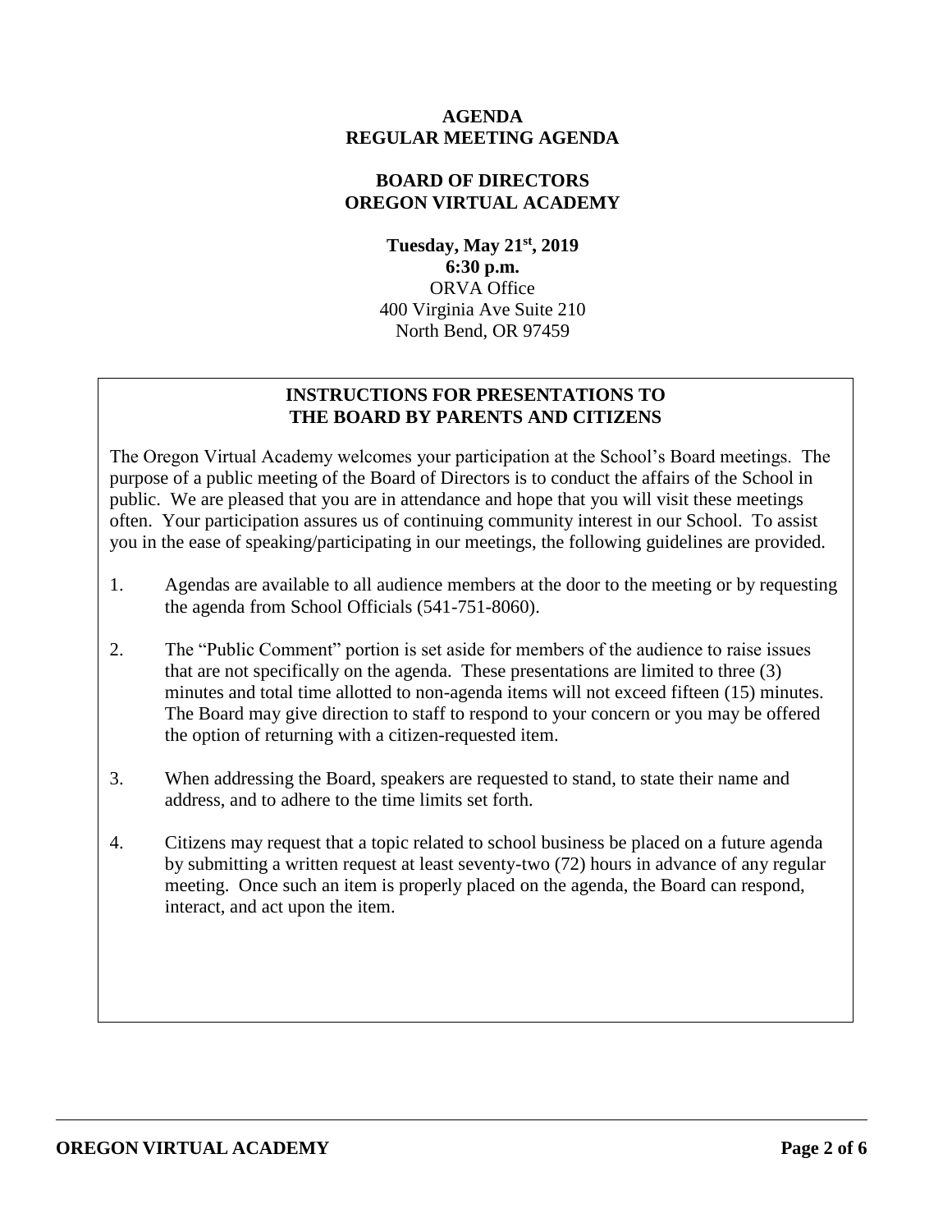**AGENDA**
**REGULAR MEETING AGENDA**

**BOARD OF DIRECTORS**
**OREGON VIRTUAL ACADEMY**

**Tuesday, May 21st, 2019**
**6:30 p.m.**
ORVA Office
400 Virginia Ave Suite 210
North Bend, OR 97459

## INSTRUCTIONS FOR PRESENTATIONS TO THE BOARD BY PARENTS AND CITIZENS

The Oregon Virtual Academy welcomes your participation at the School's Board meetings. The purpose of a public meeting of the Board of Directors is to conduct the affairs of the School in public. We are pleased that you are in attendance and hope that you will visit these meetings often. Your participation assures us of continuing community interest in our School. To assist you in the ease of speaking/participating in our meetings, the following guidelines are provided.

1. Agendas are available to all audience members at the door to the meeting or by requesting the agenda from School Officials (541-751-8060).

2. The "Public Comment" portion is set aside for members of the audience to raise issues that are not specifically on the agenda. These presentations are limited to three (3) minutes and total time allotted to non-agenda items will not exceed fifteen (15) minutes. The Board may give direction to staff to respond to your concern or you may be offered the option of returning with a citizen-requested item.

3. When addressing the Board, speakers are requested to stand, to state their name and address, and to adhere to the time limits set forth.

4. Citizens may request that a topic related to school business be placed on a future agenda by submitting a written request at least seventy-two (72) hours in advance of any regular meeting. Once such an item is properly placed on the agenda, the Board can respond, interact, and act upon the item.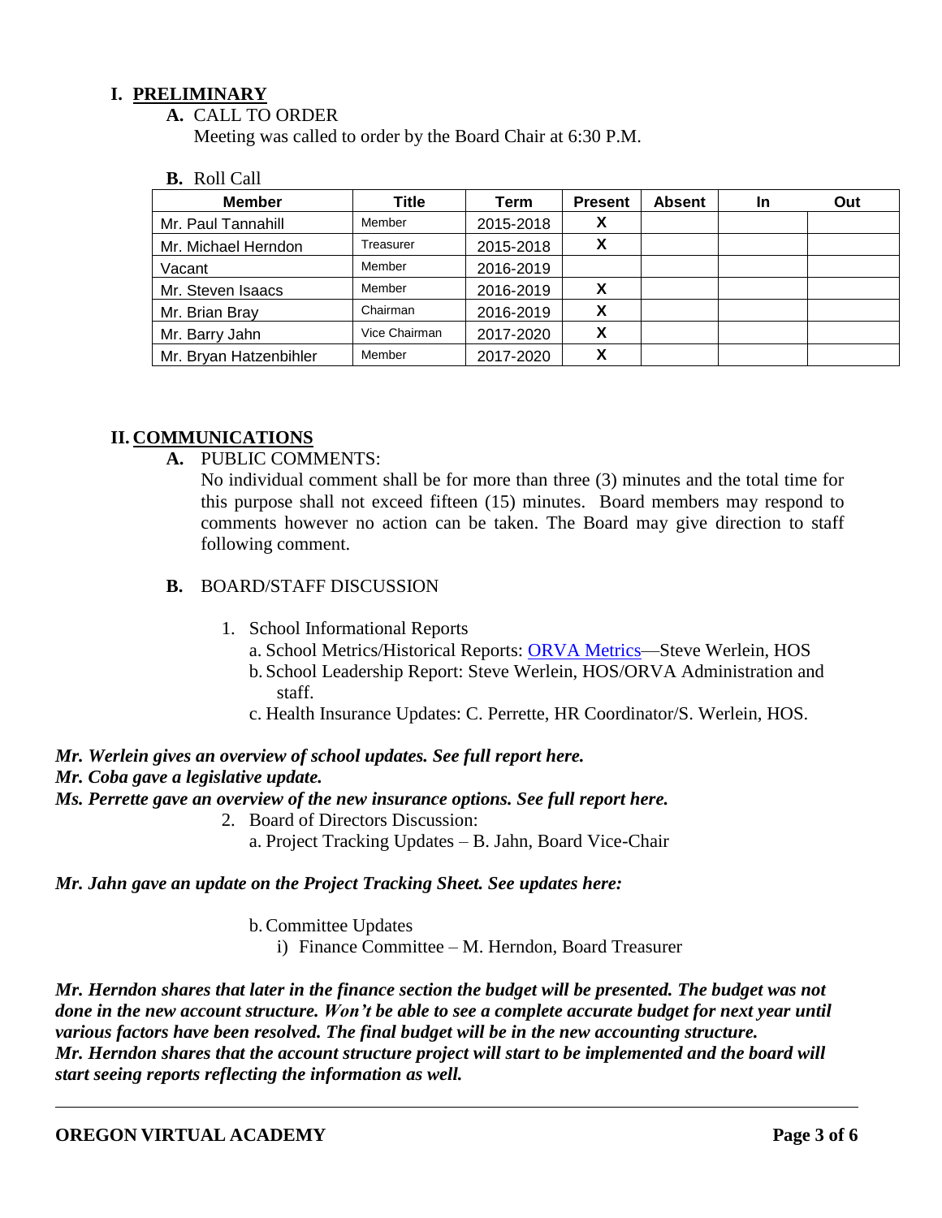## I. PRELIMINARY

**A.** CALL TO ORDER

Meeting was called to order by the Board Chair at 6:30 P.M.

**B.** Roll Call

| Member | Title | Term | Present | Absent | In | Out |
|---|---|---|---|---|---|---|
| Mr. Paul Tannahill | Member | 2015-2018 | X | | | |
| Mr. Michael Herndon | Treasurer | 2015-2018 | X | | | |
| Vacant | Member | 2016-2019 | | | | |
| Mr. Steven Isaacs | Member | 2016-2019 | X | | | |
| Mr. Brian Bray | Chairman | 2016-2019 | X | | | |
| Mr. Barry Jahn | Vice Chairman | 2017-2020 | X | | | |
| Mr. Bryan Hatzenbihler | Member | 2017-2020 | X | | | |

## II. COMMUNICATIONS

**A.** PUBLIC COMMENTS:

No individual comment shall be for more than three (3) minutes and the total time for this purpose shall not exceed fifteen (15) minutes. Board members may respond to comments however no action can be taken. The Board may give direction to staff following comment.

**B.** BOARD/STAFF DISCUSSION

1. School Informational Reports
   - a. School Metrics/Historical Reports: ORVA Metrics—Steve Werlein, HOS
   - b. School Leadership Report: Steve Werlein, HOS/ORVA Administration and staff.
   - c. Health Insurance Updates: C. Perrette, HR Coordinator/S. Werlein, HOS.

***Mr. Werlein gives an overview of school updates. See full report here.***
***Mr. Coba gave a legislative update.***
***Ms. Perrette gave an overview of the new insurance options. See full report here.***

2. Board of Directors Discussion:
   - a. Project Tracking Updates – B. Jahn, Board Vice-Chair

***Mr. Jahn gave an update on the Project Tracking Sheet. See updates here:***

   - b. Committee Updates
     - i) Finance Committee – M. Herndon, Board Treasurer

***Mr. Herndon shares that later in the finance section the budget will be presented. The budget was not done in the new account structure. Won't be able to see a complete accurate budget for next year until various factors have been resolved. The final budget will be in the new accounting structure.***
***Mr. Herndon shares that the account structure project will start to be implemented and the board will start seeing reports reflecting the information as well.***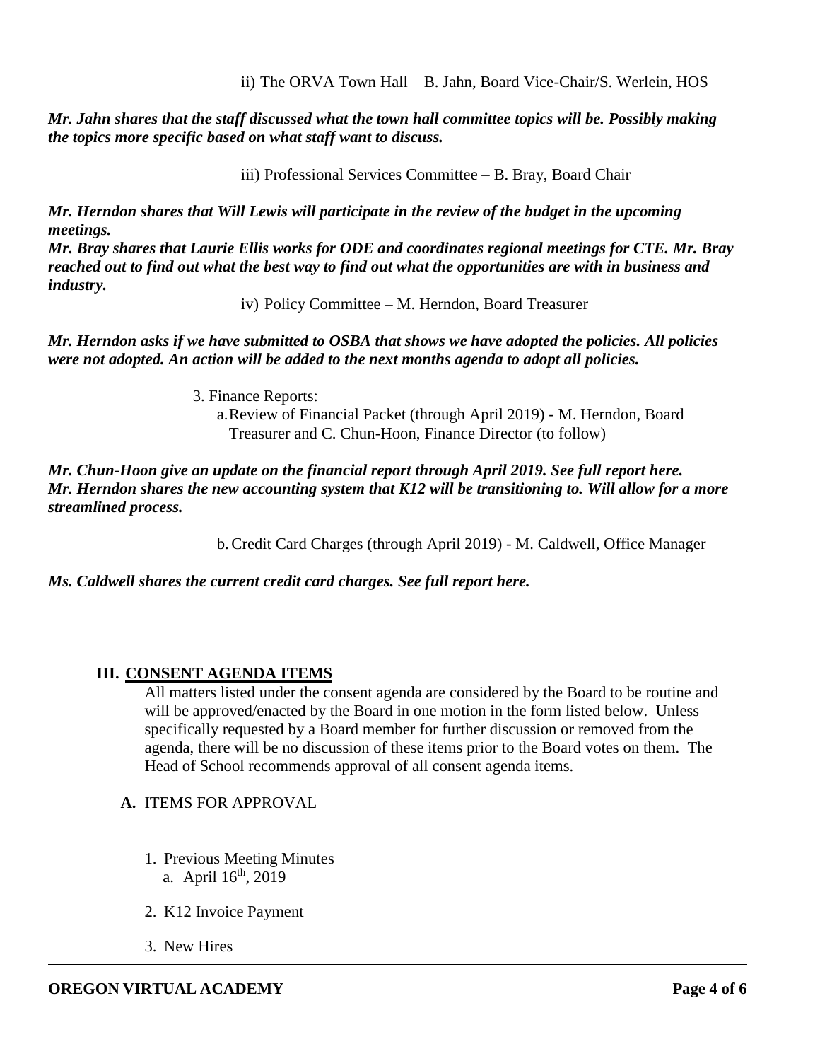ii) The ORVA Town Hall – B. Jahn, Board Vice-Chair/S. Werlein, HOS

***Mr. Jahn shares that the staff discussed what the town hall committee topics will be. Possibly making the topics more specific based on what staff want to discuss.***

iii) Professional Services Committee – B. Bray, Board Chair

***Mr. Herndon shares that Will Lewis will participate in the review of the budget in the upcoming meetings.***
***Mr. Bray shares that Laurie Ellis works for ODE and coordinates regional meetings for CTE. Mr. Bray reached out to find out what the best way to find out what the opportunities are with in business and industry.***

iv) Policy Committee – M. Herndon, Board Treasurer

***Mr. Herndon asks if we have submitted to OSBA that shows we have adopted the policies. All policies were not adopted. An action will be added to the next months agenda to adopt all policies.***

3. Finance Reports:
   a. Review of Financial Packet (through April 2019) - M. Herndon, Board Treasurer and C. Chun-Hoon, Finance Director (to follow)

***Mr. Chun-Hoon give an update on the financial report through April 2019. See full report here.***
***Mr. Herndon shares the new accounting system that K12 will be transitioning to. Will allow for a more streamlined process.***

   b. Credit Card Charges (through April 2019) - M. Caldwell, Office Manager

***Ms. Caldwell shares the current credit card charges. See full report here.***

## III. CONSENT AGENDA ITEMS

All matters listed under the consent agenda are considered by the Board to be routine and will be approved/enacted by the Board in one motion in the form listed below. Unless specifically requested by a Board member for further discussion or removed from the agenda, there will be no discussion of these items prior to the Board votes on them. The Head of School recommends approval of all consent agenda items.

**A.** ITEMS FOR APPROVAL

1. Previous Meeting Minutes
   a. April 16th, 2019
2. K12 Invoice Payment
3. New Hires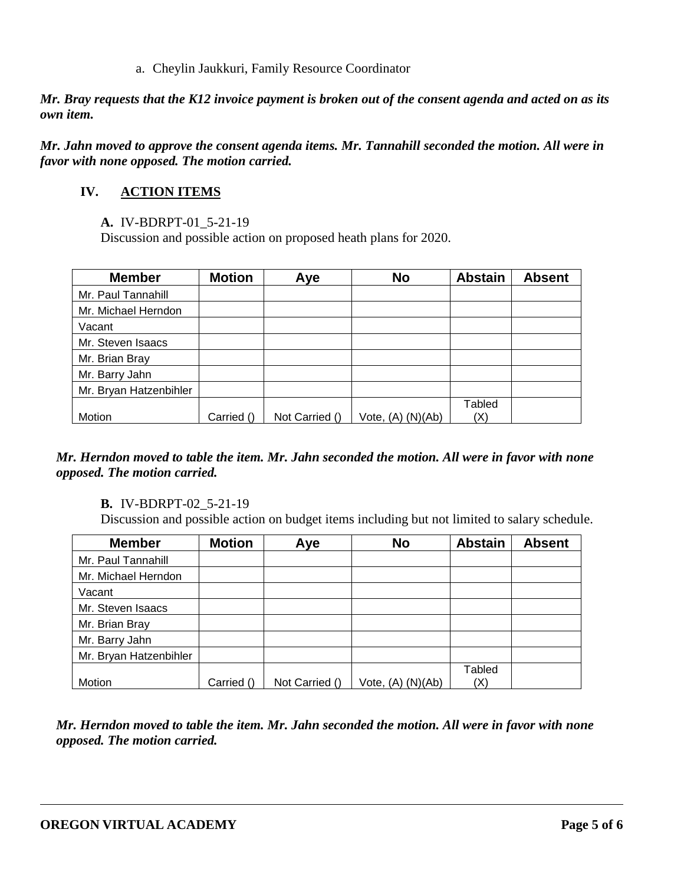a. Cheylin Jaukkuri, Family Resource Coordinator

***Mr. Bray requests that the K12 invoice payment is broken out of the consent agenda and acted on as its own item.***

***Mr. Jahn moved to approve the consent agenda items. Mr. Tannahill seconded the motion. All were in favor with none opposed. The motion carried.***

## IV. ACTION ITEMS

**A.** IV-BDRPT-01_5-21-19
Discussion and possible action on proposed heath plans for 2020.

| Member | Motion | Aye | No | Abstain | Absent |
|---|---|---|---|---|---|
| Mr. Paul Tannahill | | | | | |
| Mr. Michael Herndon | | | | | |
| Vacant | | | | | |
| Mr. Steven Isaacs | | | | | |
| Mr. Brian Bray | | | | | |
| Mr. Barry Jahn | | | | | |
| Mr. Bryan Hatzenbihler | | | | | |
| Motion | Carried () | Not Carried () | Vote, (A) (N)(Ab) | Tabled (X) | |

***Mr. Herndon moved to table the item. Mr. Jahn seconded the motion. All were in favor with none opposed. The motion carried.***

**B.** IV-BDRPT-02_5-21-19
Discussion and possible action on budget items including but not limited to salary schedule.

| Member | Motion | Aye | No | Abstain | Absent |
|---|---|---|---|---|---|
| Mr. Paul Tannahill | | | | | |
| Mr. Michael Herndon | | | | | |
| Vacant | | | | | |
| Mr. Steven Isaacs | | | | | |
| Mr. Brian Bray | | | | | |
| Mr. Barry Jahn | | | | | |
| Mr. Bryan Hatzenbihler | | | | | |
| Motion | Carried () | Not Carried () | Vote, (A) (N)(Ab) | Tabled (X) | |

***Mr. Herndon moved to table the item. Mr. Jahn seconded the motion. All were in favor with none opposed. The motion carried.***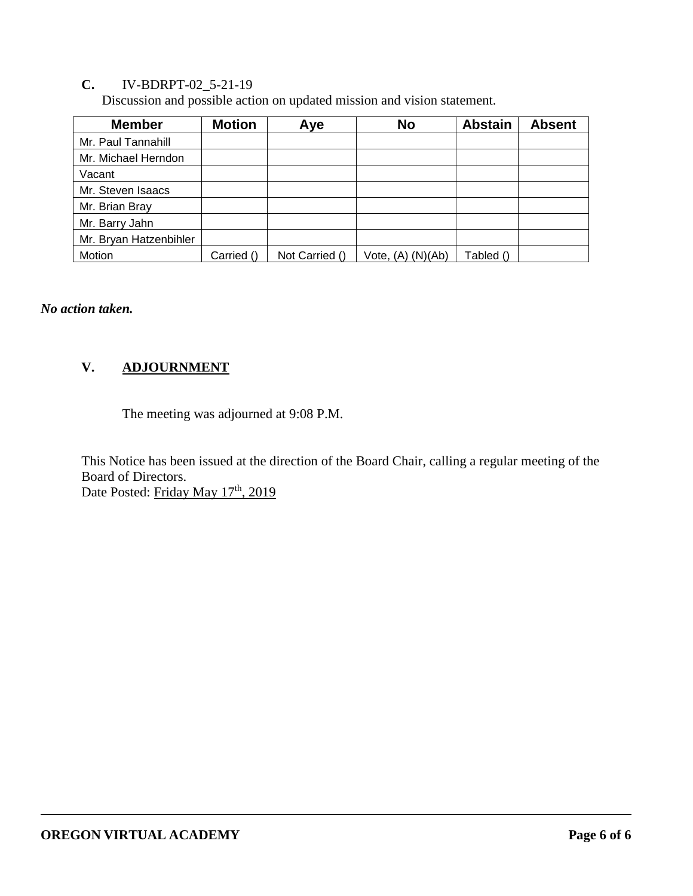**C.** IV-BDRPT-02_5-21-19

Discussion and possible action on updated mission and vision statement.

| Member | Motion | Aye | No | Abstain | Absent |
| --- | --- | --- | --- | --- | --- |
| Mr. Paul Tannahill | | | | | |
| Mr. Michael Herndon | | | | | |
| Vacant | | | | | |
| Mr. Steven Isaacs | | | | | |
| Mr. Brian Bray | | | | | |
| Mr. Barry Jahn | | | | | |
| Mr. Bryan Hatzenbihler | | | | | |
| Motion | Carried () | Not Carried () | Vote, (A) (N)(Ab) | Tabled () | |

***No action taken.***

## V. ADJOURNMENT

The meeting was adjourned at 9:08 P.M.

This Notice has been issued at the direction of the Board Chair, calling a regular meeting of the Board of Directors.

Date Posted: Friday May 17th, 2019